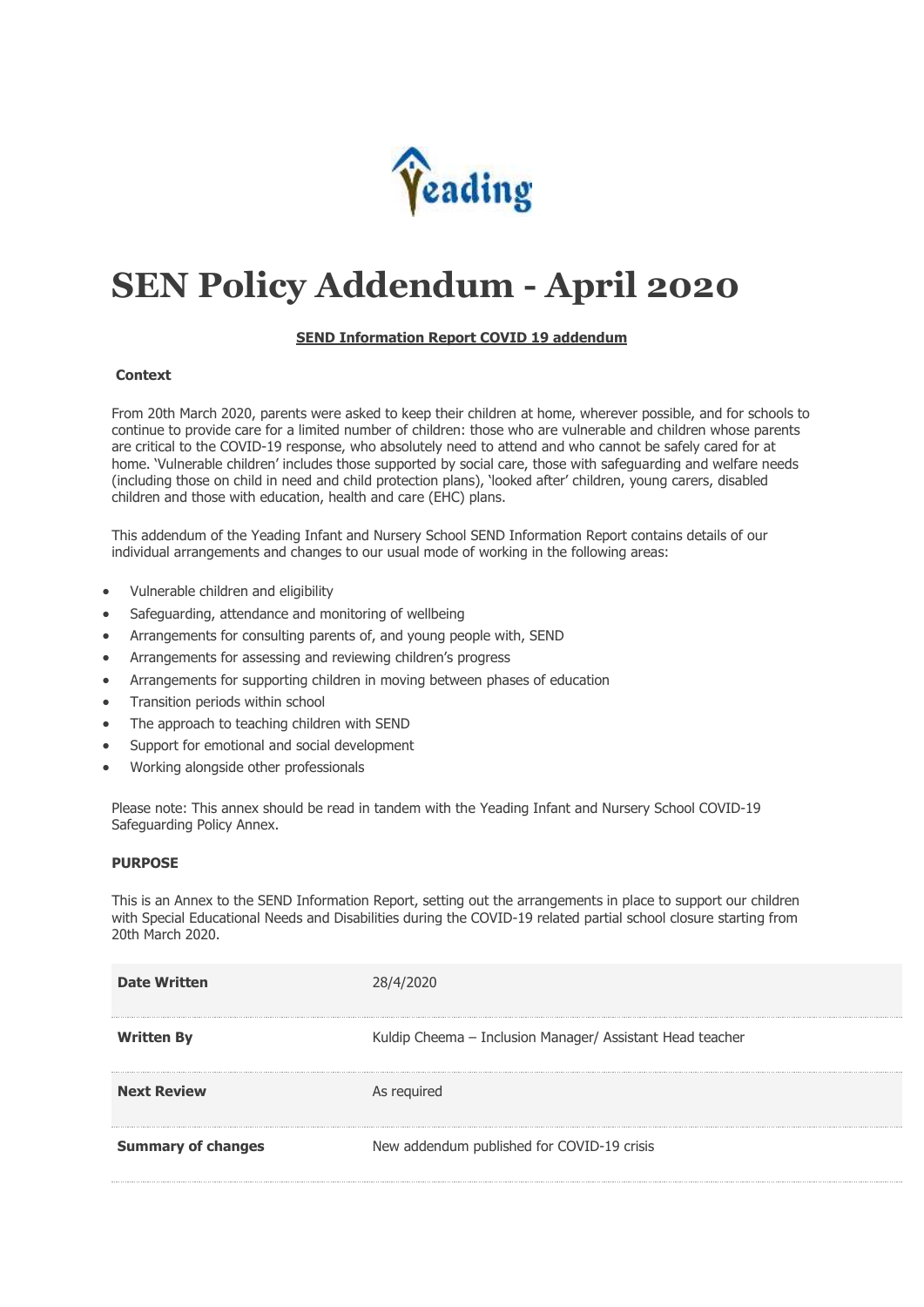# SEN Policy Addendum - April 2020

**SEND Information Report COVID 19 addendum**

**Context**

From 20th March 2020, parents were asked to keep their children at home, wherever possible, and for schools to continue to provide care for a limited number of children: those who are vulnerable and children whose parents are critical to the COVID-19 response, who absolutely need to attend and who cannot be safely cared for at home. 'Vulnerable children' includes those supported by social care, those with safeguarding and welfare needs (including those on child in need and child protection plans), 'looked after' children, young carers, disabled children and those with education, health and care (EHC) plans.

This addendum of the Yeading Infant and Nursery School SEND Information Report contains details of our individual arrangements and changes to our usual mode of working in the following areas:

- Vulnerable children and eligibility
- Safeguarding, attendance and monitoring of wellbeing
- Arrangements for consulting parents of, and young people with, SEND
- Arrangements for assessing and reviewing children's progress
- Arrangements for supporting children in moving between phases of education
- Transition periods within school
- The approach to teaching children with SEND
- Support for emotional and social development
- Working alongside other professionals

Please note: This annex should be read in tandem with the Yeading Infant and Nursery School COVID-19 Safeguarding Policy Annex.

**PURPOSE**

This is an Annex to the SEND Information Report, setting out the arrangements in place to support our children with Special Educational Needs and Disabilities during the COVID-19 related partial school closure starting from 20th March 2020.

| | |
|---|---|
| **Date Written** | 28/4/2020 |
| **Written By** | Kuldip Cheema – Inclusion Manager/ Assistant Head teacher |
| **Next Review** | As required |
| **Summary of changes** | New addendum published for COVID-19 crisis |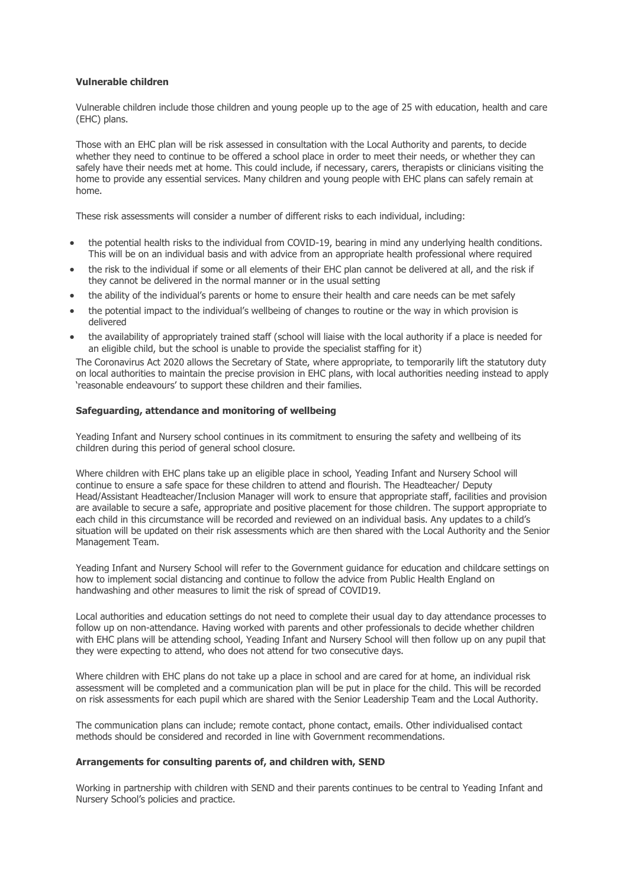**Vulnerable children**

Vulnerable children include those children and young people up to the age of 25 with education, health and care (EHC) plans.

Those with an EHC plan will be risk assessed in consultation with the Local Authority and parents, to decide whether they need to continue to be offered a school place in order to meet their needs, or whether they can safely have their needs met at home. This could include, if necessary, carers, therapists or clinicians visiting the home to provide any essential services. Many children and young people with EHC plans can safely remain at home.

These risk assessments will consider a number of different risks to each individual, including:

- the potential health risks to the individual from COVID-19, bearing in mind any underlying health conditions. This will be on an individual basis and with advice from an appropriate health professional where required
- the risk to the individual if some or all elements of their EHC plan cannot be delivered at all, and the risk if they cannot be delivered in the normal manner or in the usual setting
- the ability of the individual's parents or home to ensure their health and care needs can be met safely
- the potential impact to the individual's wellbeing of changes to routine or the way in which provision is delivered
- the availability of appropriately trained staff (school will liaise with the local authority if a place is needed for an eligible child, but the school is unable to provide the specialist staffing for it)

The Coronavirus Act 2020 allows the Secretary of State, where appropriate, to temporarily lift the statutory duty on local authorities to maintain the precise provision in EHC plans, with local authorities needing instead to apply 'reasonable endeavours' to support these children and their families.

**Safeguarding, attendance and monitoring of wellbeing**

Yeading Infant and Nursery school continues in its commitment to ensuring the safety and wellbeing of its children during this period of general school closure.

Where children with EHC plans take up an eligible place in school, Yeading Infant and Nursery School will continue to ensure a safe space for these children to attend and flourish. The Headteacher/ Deputy Head/Assistant Headteacher/Inclusion Manager will work to ensure that appropriate staff, facilities and provision are available to secure a safe, appropriate and positive placement for those children. The support appropriate to each child in this circumstance will be recorded and reviewed on an individual basis. Any updates to a child's situation will be updated on their risk assessments which are then shared with the Local Authority and the Senior Management Team.

Yeading Infant and Nursery School will refer to the Government guidance for education and childcare settings on how to implement social distancing and continue to follow the advice from Public Health England on handwashing and other measures to limit the risk of spread of COVID19.

Local authorities and education settings do not need to complete their usual day to day attendance processes to follow up on non-attendance. Having worked with parents and other professionals to decide whether children with EHC plans will be attending school, Yeading Infant and Nursery School will then follow up on any pupil that they were expecting to attend, who does not attend for two consecutive days.

Where children with EHC plans do not take up a place in school and are cared for at home, an individual risk assessment will be completed and a communication plan will be put in place for the child. This will be recorded on risk assessments for each pupil which are shared with the Senior Leadership Team and the Local Authority.

The communication plans can include; remote contact, phone contact, emails. Other individualised contact methods should be considered and recorded in line with Government recommendations.

**Arrangements for consulting parents of, and children with, SEND**

Working in partnership with children with SEND and their parents continues to be central to Yeading Infant and Nursery School's policies and practice.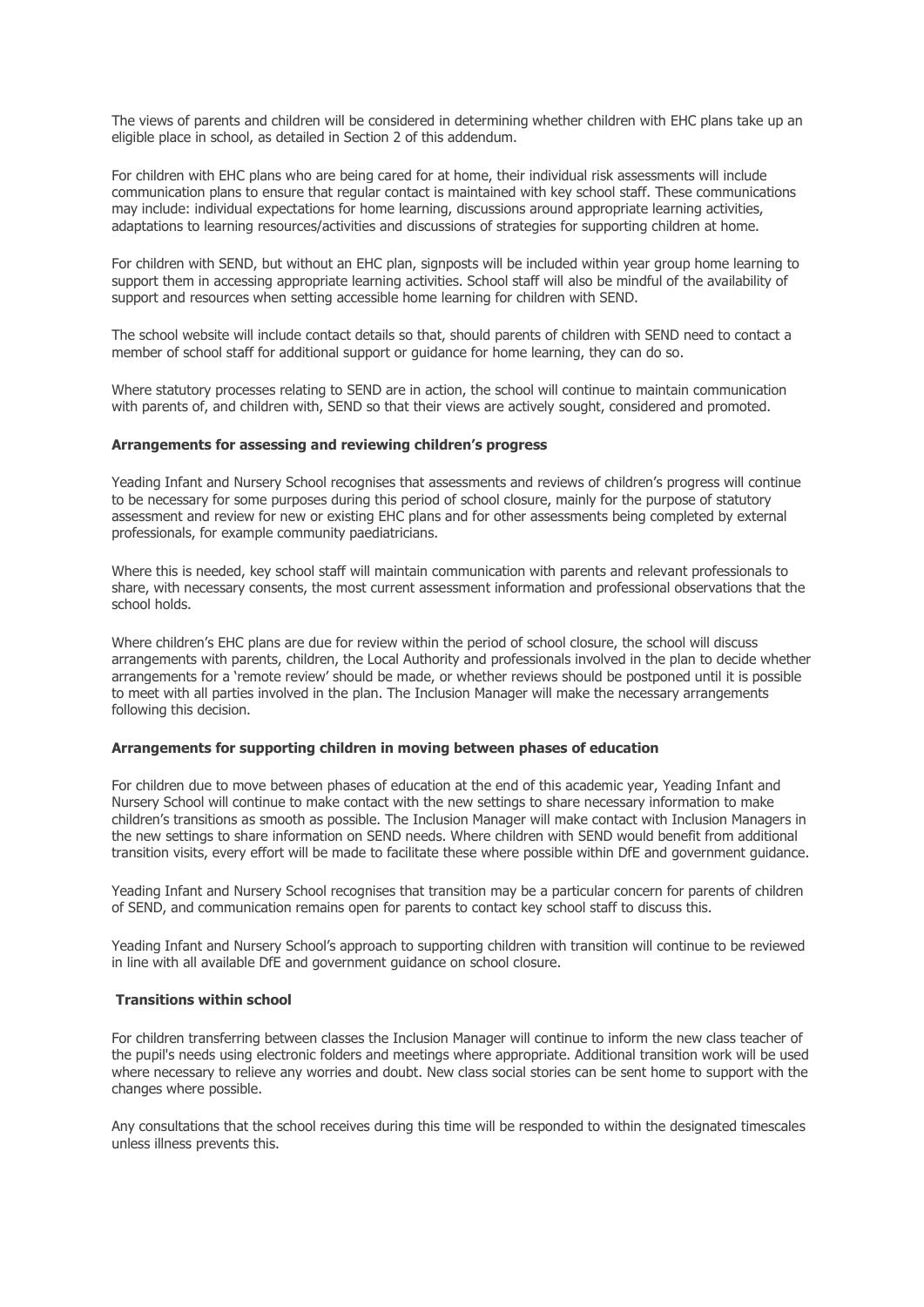The views of parents and children will be considered in determining whether children with EHC plans take up an eligible place in school, as detailed in Section 2 of this addendum.

For children with EHC plans who are being cared for at home, their individual risk assessments will include communication plans to ensure that regular contact is maintained with key school staff. These communications may include: individual expectations for home learning, discussions around appropriate learning activities, adaptations to learning resources/activities and discussions of strategies for supporting children at home.

For children with SEND, but without an EHC plan, signposts will be included within year group home learning to support them in accessing appropriate learning activities. School staff will also be mindful of the availability of support and resources when setting accessible home learning for children with SEND.

The school website will include contact details so that, should parents of children with SEND need to contact a member of school staff for additional support or guidance for home learning, they can do so.

Where statutory processes relating to SEND are in action, the school will continue to maintain communication with parents of, and children with, SEND so that their views are actively sought, considered and promoted.

**Arrangements for assessing and reviewing children's progress**

Yeading Infant and Nursery School recognises that assessments and reviews of children's progress will continue to be necessary for some purposes during this period of school closure, mainly for the purpose of statutory assessment and review for new or existing EHC plans and for other assessments being completed by external professionals, for example community paediatricians.

Where this is needed, key school staff will maintain communication with parents and relevant professionals to share, with necessary consents, the most current assessment information and professional observations that the school holds.

Where children's EHC plans are due for review within the period of school closure, the school will discuss arrangements with parents, children, the Local Authority and professionals involved in the plan to decide whether arrangements for a 'remote review' should be made, or whether reviews should be postponed until it is possible to meet with all parties involved in the plan. The Inclusion Manager will make the necessary arrangements following this decision.

**Arrangements for supporting children in moving between phases of education**

For children due to move between phases of education at the end of this academic year, Yeading Infant and Nursery School will continue to make contact with the new settings to share necessary information to make children's transitions as smooth as possible. The Inclusion Manager will make contact with Inclusion Managers in the new settings to share information on SEND needs. Where children with SEND would benefit from additional transition visits, every effort will be made to facilitate these where possible within DfE and government guidance.

Yeading Infant and Nursery School recognises that transition may be a particular concern for parents of children of SEND, and communication remains open for parents to contact key school staff to discuss this.

Yeading Infant and Nursery School's approach to supporting children with transition will continue to be reviewed in line with all available DfE and government guidance on school closure.

**Transitions within school**

For children transferring between classes the Inclusion Manager will continue to inform the new class teacher of the pupil's needs using electronic folders and meetings where appropriate. Additional transition work will be used where necessary to relieve any worries and doubt. New class social stories can be sent home to support with the changes where possible.

Any consultations that the school receives during this time will be responded to within the designated timescales unless illness prevents this.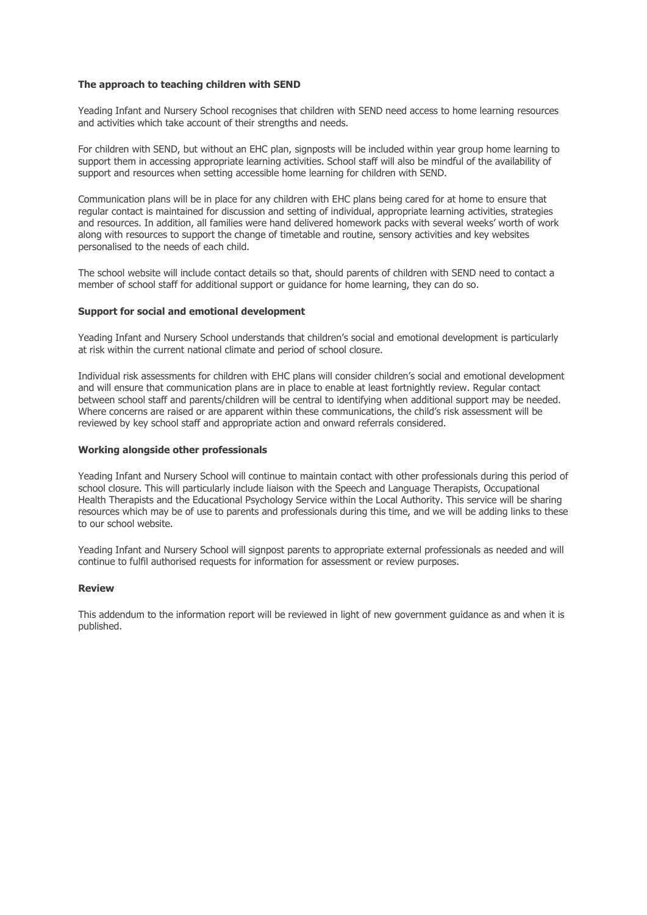**The approach to teaching children with SEND**

Yeading Infant and Nursery School recognises that children with SEND need access to home learning resources and activities which take account of their strengths and needs.

For children with SEND, but without an EHC plan, signposts will be included within year group home learning to support them in accessing appropriate learning activities. School staff will also be mindful of the availability of support and resources when setting accessible home learning for children with SEND.

Communication plans will be in place for any children with EHC plans being cared for at home to ensure that regular contact is maintained for discussion and setting of individual, appropriate learning activities, strategies and resources. In addition, all families were hand delivered homework packs with several weeks' worth of work along with resources to support the change of timetable and routine, sensory activities and key websites personalised to the needs of each child.

The school website will include contact details so that, should parents of children with SEND need to contact a member of school staff for additional support or guidance for home learning, they can do so.

**Support for social and emotional development**

Yeading Infant and Nursery School understands that children's social and emotional development is particularly at risk within the current national climate and period of school closure.

Individual risk assessments for children with EHC plans will consider children's social and emotional development and will ensure that communication plans are in place to enable at least fortnightly review. Regular contact between school staff and parents/children will be central to identifying when additional support may be needed. Where concerns are raised or are apparent within these communications, the child's risk assessment will be reviewed by key school staff and appropriate action and onward referrals considered.

**Working alongside other professionals**

Yeading Infant and Nursery School will continue to maintain contact with other professionals during this period of school closure. This will particularly include liaison with the Speech and Language Therapists, Occupational Health Therapists and the Educational Psychology Service within the Local Authority. This service will be sharing resources which may be of use to parents and professionals during this time, and we will be adding links to these to our school website.

Yeading Infant and Nursery School will signpost parents to appropriate external professionals as needed and will continue to fulfil authorised requests for information for assessment or review purposes.

**Review**

This addendum to the information report will be reviewed in light of new government guidance as and when it is published.